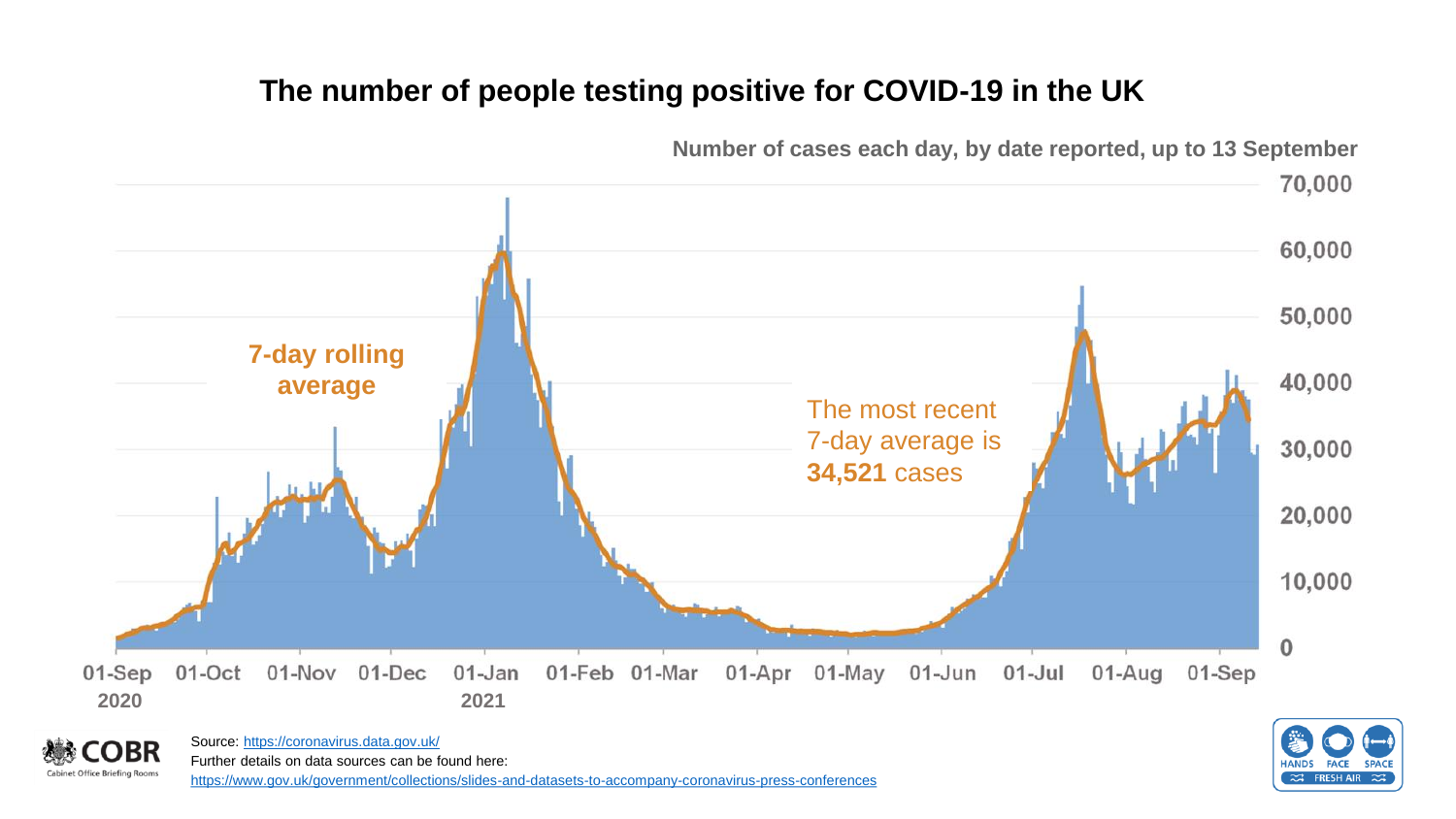# The number of people testing positive for COVID-19 in the UK

Number of cases each day, by date reported, up to 13 September

7-day rolling average

The most recent 7-day average is **34,521** cases

70,000
60,000
50,000
40,000
30,000
20,000
10,000
0

01-Sep 2020, 01-Oct, 01-Nov, 01-Dec, 01-Jan 2021, 01-Feb, 01-Mar, 01-Apr, 01-May, 01-Jun, 01-Jul, 01-Aug, 01-Sep

COBR
Cabinet Office Briefing Rooms

Source: https://coronavirus.data.gov.uk/
Further details on data sources can be found here:
https://www.gov.uk/government/collections/slides-and-datasets-to-accompany-coronavirus-press-conferences

HANDS FACE SPACE
FRESH AIR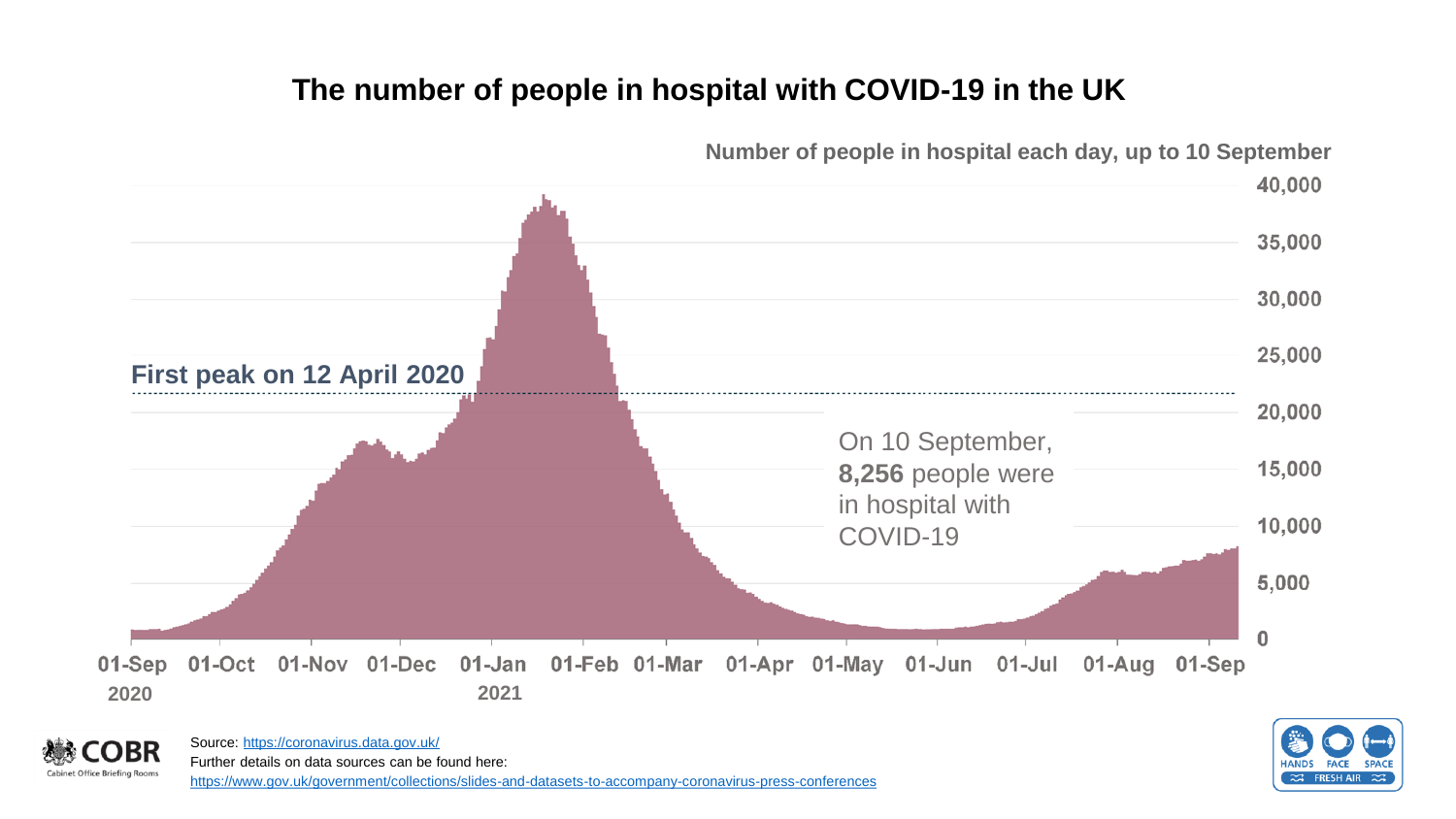# The number of people in hospital with COVID-19 in the UK

Number of people in hospital each day, up to 10 September

First peak on 12 April 2020

On 10 September, **8,256** people were in hospital with COVID-19

40,000
35,000
30,000
25,000
20,000
15,000
10,000
5,000
0

01-Sep 2020, 01-Oct, 01-Nov, 01-Dec, 01-Jan 2021, 01-Feb, 01-Mar, 01-Apr, 01-May, 01-Jun, 01-Jul, 01-Aug, 01-Sep

Source: https://coronavirus.data.gov.uk/
Further details on data sources can be found here:
https://www.gov.uk/government/collections/slides-and-datasets-to-accompany-coronavirus-press-conferences

COBR Cabinet Office Briefing Rooms

HANDS FACE SPACE FRESH AIR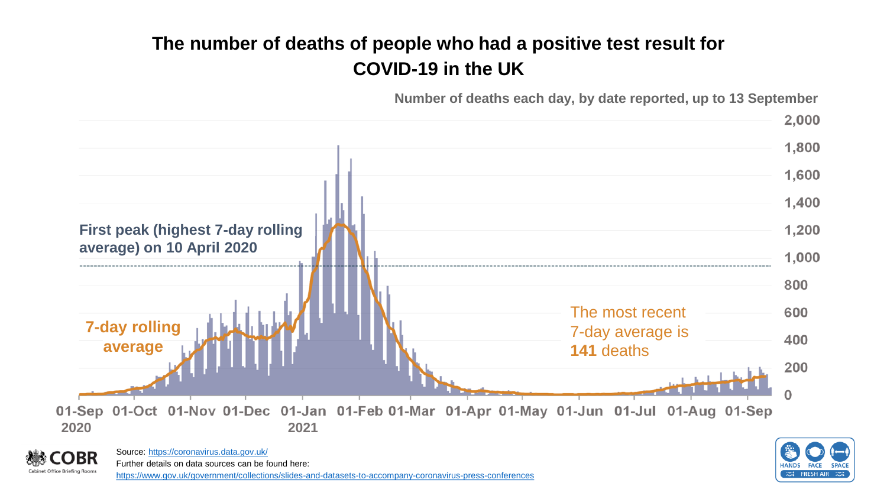# The number of deaths of people who had a positive test result for COVID-19 in the UK

Number of deaths each day, by date reported, up to 13 September

First peak (highest 7-day rolling average) on 10 April 2020

7-day rolling average

The most recent 7-day average is **141** deaths

Source: https://coronavirus.data.gov.uk/

Further details on data sources can be found here:

https://www.gov.uk/government/collections/slides-and-datasets-to-accompany-coronavirus-press-conferences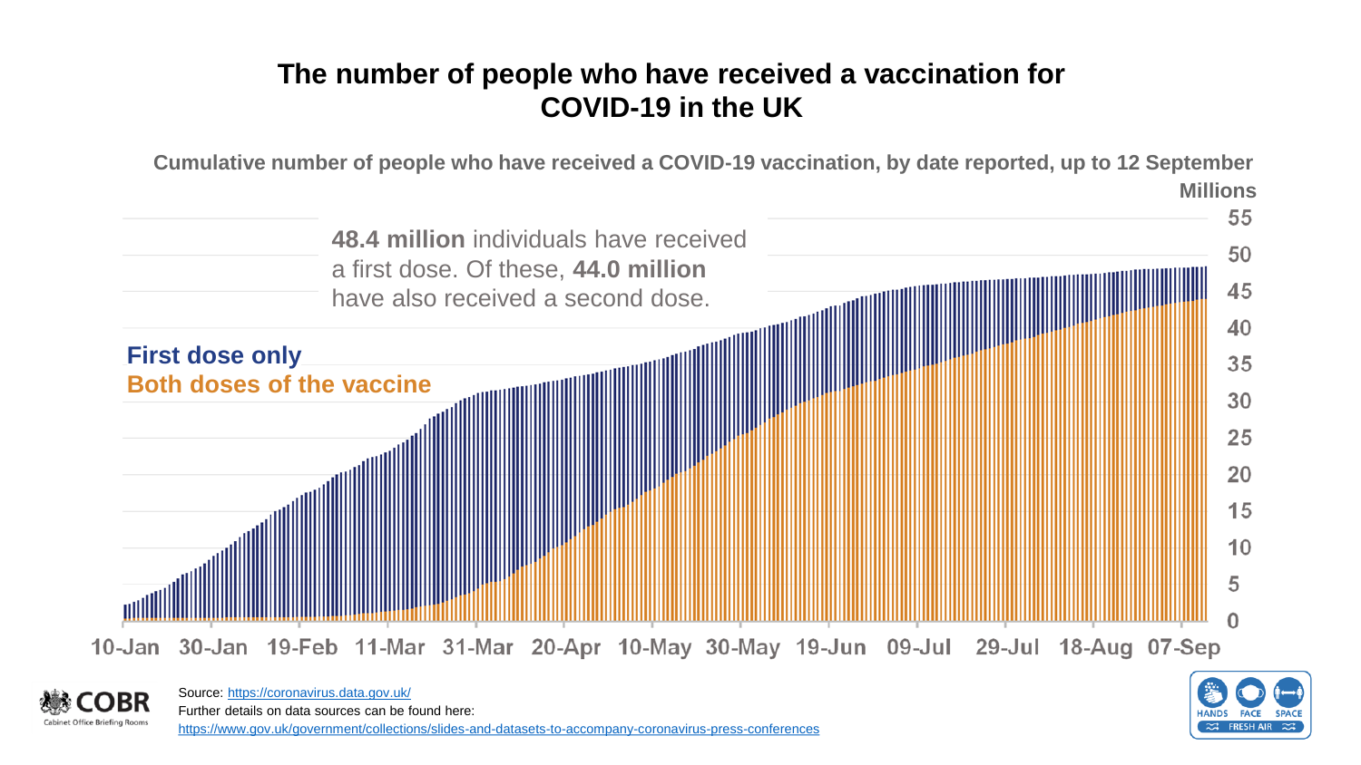# The number of people who have received a vaccination for COVID-19 in the UK

**Cumulative number of people who have received a COVID-19 vaccination, by date reported, up to 12 September**

Millions

**48.4 million** individuals have received a first dose. Of these, **44.0 million** have also received a second dose.

**First dose only**

**Both doses of the vaccine**

Source: https://coronavirus.data.gov.uk/

Further details on data sources can be found here: https://www.gov.uk/government/collections/slides-and-datasets-to-accompany-coronavirus-press-conferences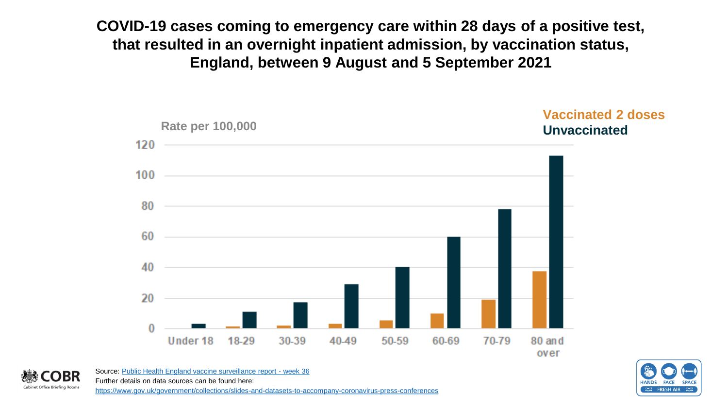# COVID-19 cases coming to emergency care within 28 days of a positive test, that resulted in an overnight inpatient admission, by vaccination status, England, between 9 August and 5 September 2021

**Vaccinated 2 doses**
**Unvaccinated**

Rate per 100,000

120

100

80

60

40

20

0

Under 18 | 18-29 | 30-39 | 40-49 | 50-59 | 60-69 | 70-79 | 80 and over

Source: Public Health England vaccine surveillance report - week 36

Further details on data sources can be found here:

https://www.gov.uk/government/collections/slides-and-datasets-to-accompany-coronavirus-press-conferences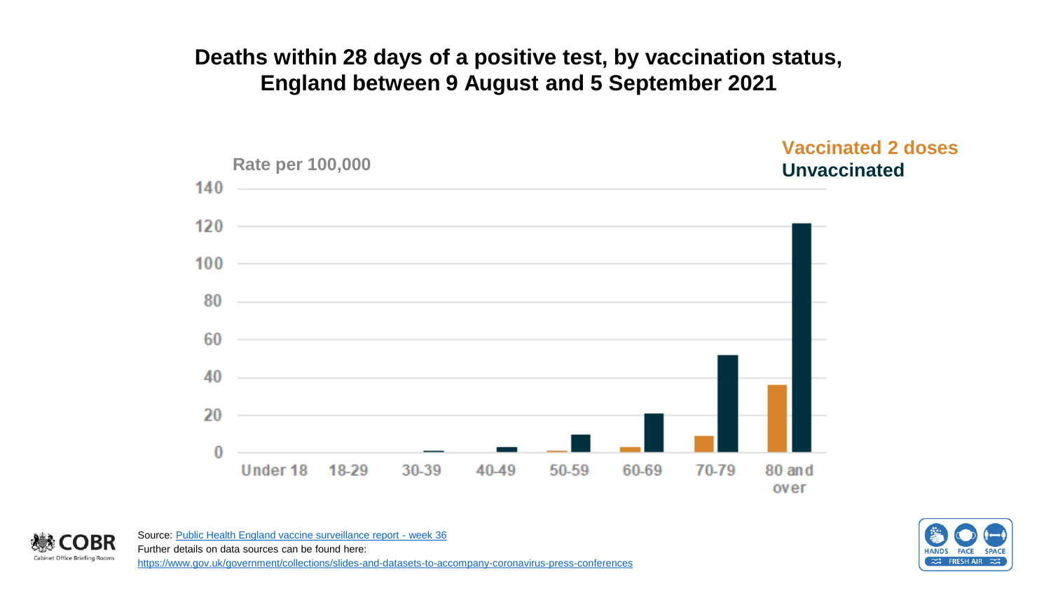# Deaths within 28 days of a positive test, by vaccination status, England between 9 August and 5 September 2021

Rate per 100,000

Vaccinated 2 doses
Unvaccinated

140
120
100
80
60
40
20
0

Under 18 | 18-29 | 30-39 | 40-49 | 50-59 | 60-69 | 70-79 | 80 and over

Source: [Public Health England vaccine surveillance report - week 36](#)
Further details on data sources can be found here:
https://www.gov.uk/government/collections/slides-and-datasets-to-accompany-coronavirus-press-conferences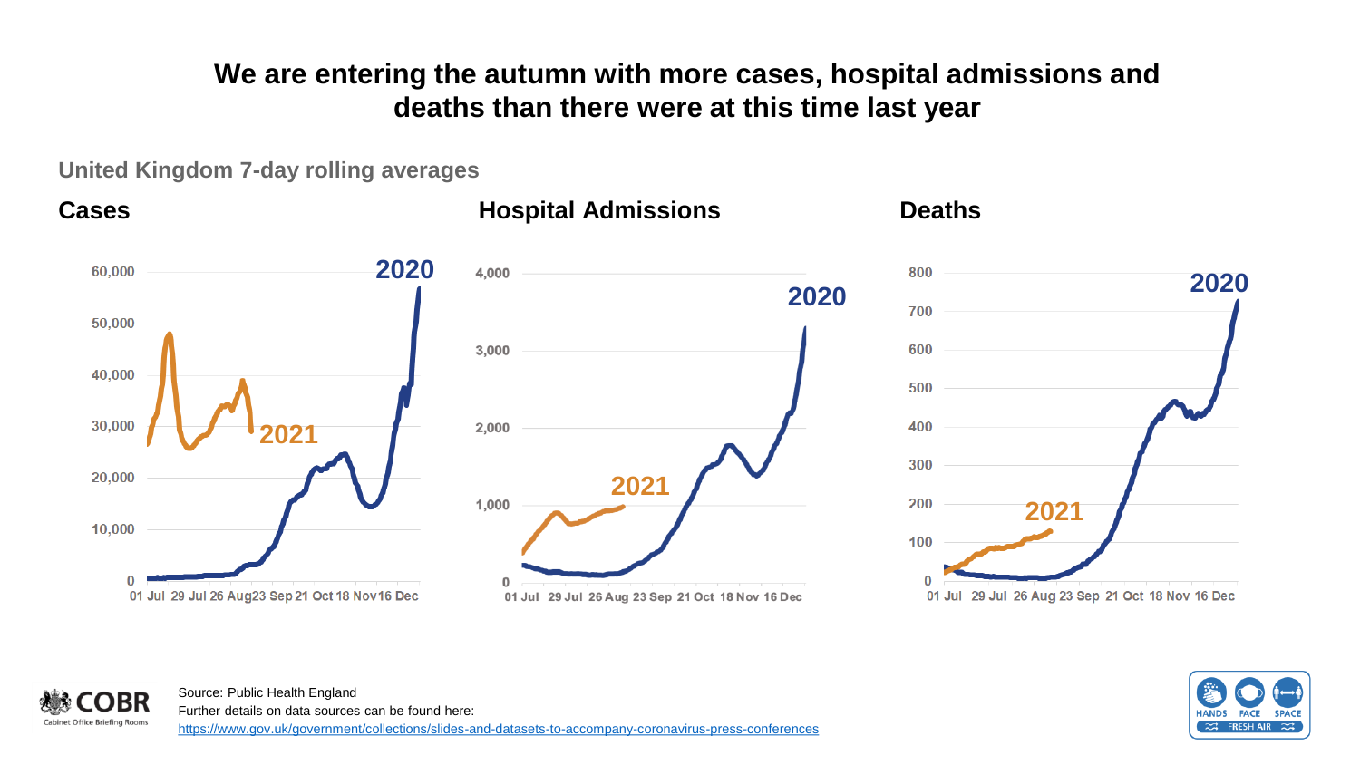# We are entering the autumn with more cases, hospital admissions and deaths than there were at this time last year

United Kingdom 7-day rolling averages

**Cases**

**Hospital Admissions**

**Deaths**

Source: Public Health England

Further details on data sources can be found here:

https://www.gov.uk/government/collections/slides-and-datasets-to-accompany-coronavirus-press-conferences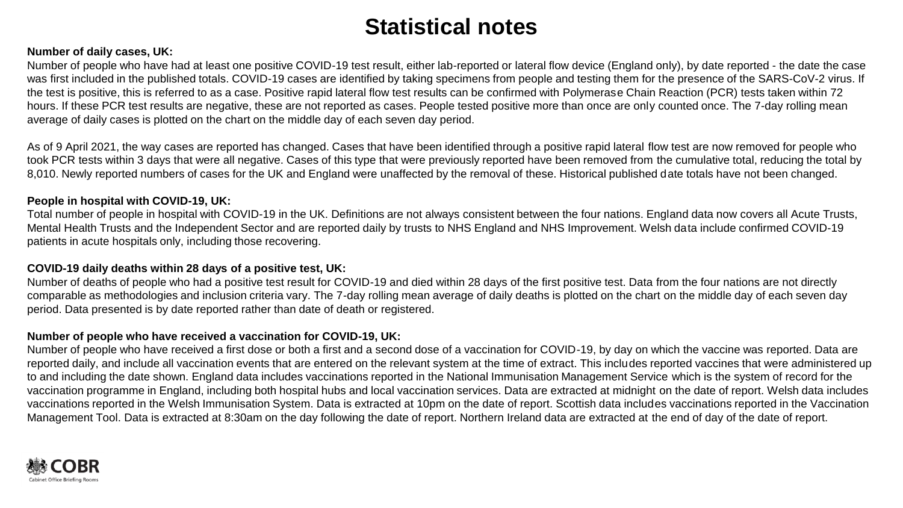# Statistical notes

**Number of daily cases, UK:**

Number of people who have had at least one positive COVID-19 test result, either lab-reported or lateral flow device (England only), by date reported - the date the case was first included in the published totals. COVID-19 cases are identified by taking specimens from people and testing them for the presence of the SARS-CoV-2 virus. If the test is positive, this is referred to as a case. Positive rapid lateral flow test results can be confirmed with Polymerase Chain Reaction (PCR) tests taken within 72 hours. If these PCR test results are negative, these are not reported as cases. People tested positive more than once are only counted once. The 7-day rolling mean average of daily cases is plotted on the chart on the middle day of each seven day period.

As of 9 April 2021, the way cases are reported has changed. Cases that have been identified through a positive rapid lateral flow test are now removed for people who took PCR tests within 3 days that were all negative. Cases of this type that were previously reported have been removed from the cumulative total, reducing the total by 8,010. Newly reported numbers of cases for the UK and England were unaffected by the removal of these. Historical published date totals have not been changed.

**People in hospital with COVID-19, UK:**

Total number of people in hospital with COVID-19 in the UK. Definitions are not always consistent between the four nations. England data now covers all Acute Trusts, Mental Health Trusts and the Independent Sector and are reported daily by trusts to NHS England and NHS Improvement. Welsh data include confirmed COVID-19 patients in acute hospitals only, including those recovering.

**COVID-19 daily deaths within 28 days of a positive test, UK:**

Number of deaths of people who had a positive test result for COVID-19 and died within 28 days of the first positive test. Data from the four nations are not directly comparable as methodologies and inclusion criteria vary. The 7-day rolling mean average of daily deaths is plotted on the chart on the middle day of each seven day period. Data presented is by date reported rather than date of death or registered.

**Number of people who have received a vaccination for COVID-19, UK:**

Number of people who have received a first dose or both a first and a second dose of a vaccination for COVID-19, by day on which the vaccine was reported. Data are reported daily, and include all vaccination events that are entered on the relevant system at the time of extract. This includes reported vaccines that were administered up to and including the date shown. England data includes vaccinations reported in the National Immunisation Management Service which is the system of record for the vaccination programme in England, including both hospital hubs and local vaccination services. Data are extracted at midnight on the date of report. Welsh data includes vaccinations reported in the Welsh Immunisation System. Data is extracted at 10pm on the date of report. Scottish data includes vaccinations reported in the Vaccination Management Tool. Data is extracted at 8:30am on the day following the date of report. Northern Ireland data are extracted at the end of day of the date of report.

COBR
Cabinet Office Briefing Rooms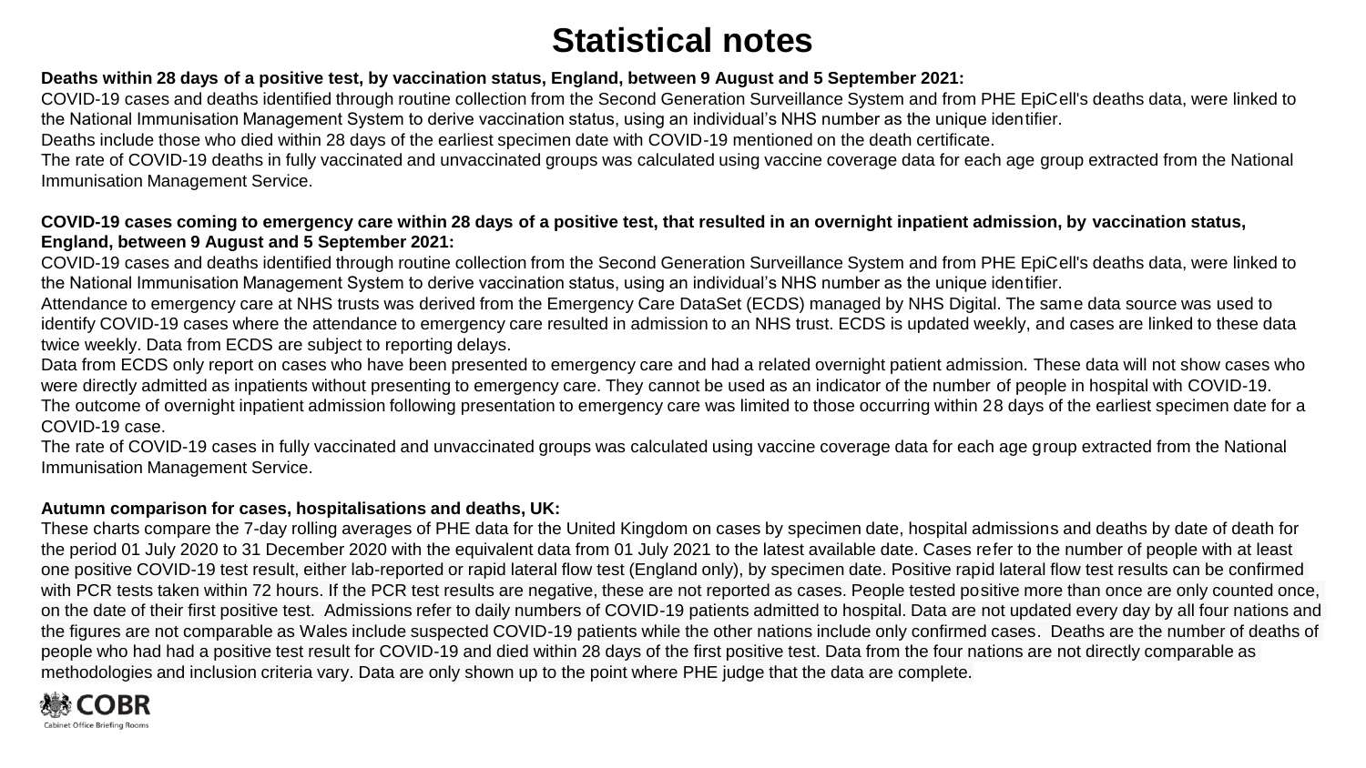# Statistical notes

**Deaths within 28 days of a positive test, by vaccination status, England, between 9 August and 5 September 2021:**

COVID-19 cases and deaths identified through routine collection from the Second Generation Surveillance System and from PHE EpiCell's deaths data, were linked to the National Immunisation Management System to derive vaccination status, using an individual's NHS number as the unique identifier.

Deaths include those who died within 28 days of the earliest specimen date with COVID-19 mentioned on the death certificate.

The rate of COVID-19 deaths in fully vaccinated and unvaccinated groups was calculated using vaccine coverage data for each age group extracted from the National Immunisation Management Service.

**COVID-19 cases coming to emergency care within 28 days of a positive test, that resulted in an overnight inpatient admission, by vaccination status, England, between 9 August and 5 September 2021:**

COVID-19 cases and deaths identified through routine collection from the Second Generation Surveillance System and from PHE EpiCell's deaths data, were linked to the National Immunisation Management System to derive vaccination status, using an individual's NHS number as the unique identifier.

Attendance to emergency care at NHS trusts was derived from the Emergency Care DataSet (ECDS) managed by NHS Digital. The same data source was used to identify COVID-19 cases where the attendance to emergency care resulted in admission to an NHS trust. ECDS is updated weekly, and cases are linked to these data twice weekly. Data from ECDS are subject to reporting delays.

Data from ECDS only report on cases who have been presented to emergency care and had a related overnight patient admission. These data will not show cases who were directly admitted as inpatients without presenting to emergency care. They cannot be used as an indicator of the number of people in hospital with COVID-19.

The outcome of overnight inpatient admission following presentation to emergency care was limited to those occurring within 28 days of the earliest specimen date for a COVID-19 case.

The rate of COVID-19 cases in fully vaccinated and unvaccinated groups was calculated using vaccine coverage data for each age group extracted from the National Immunisation Management Service.

**Autumn comparison for cases, hospitalisations and deaths, UK:**

These charts compare the 7-day rolling averages of PHE data for the United Kingdom on cases by specimen date, hospital admissions and deaths by date of death for the period 01 July 2020 to 31 December 2020 with the equivalent data from 01 July 2021 to the latest available date. Cases refer to the number of people with at least one positive COVID-19 test result, either lab-reported or rapid lateral flow test (England only), by specimen date. Positive rapid lateral flow test results can be confirmed with PCR tests taken within 72 hours. If the PCR test results are negative, these are not reported as cases. People tested positive more than once are only counted once, on the date of their first positive test. Admissions refer to daily numbers of COVID-19 patients admitted to hospital. Data are not updated every day by all four nations and the figures are not comparable as Wales include suspected COVID-19 patients while the other nations include only confirmed cases. Deaths are the number of deaths of people who had had a positive test result for COVID-19 and died within 28 days of the first positive test. Data from the four nations are not directly comparable as methodologies and inclusion criteria vary. Data are only shown up to the point where PHE judge that the data are complete.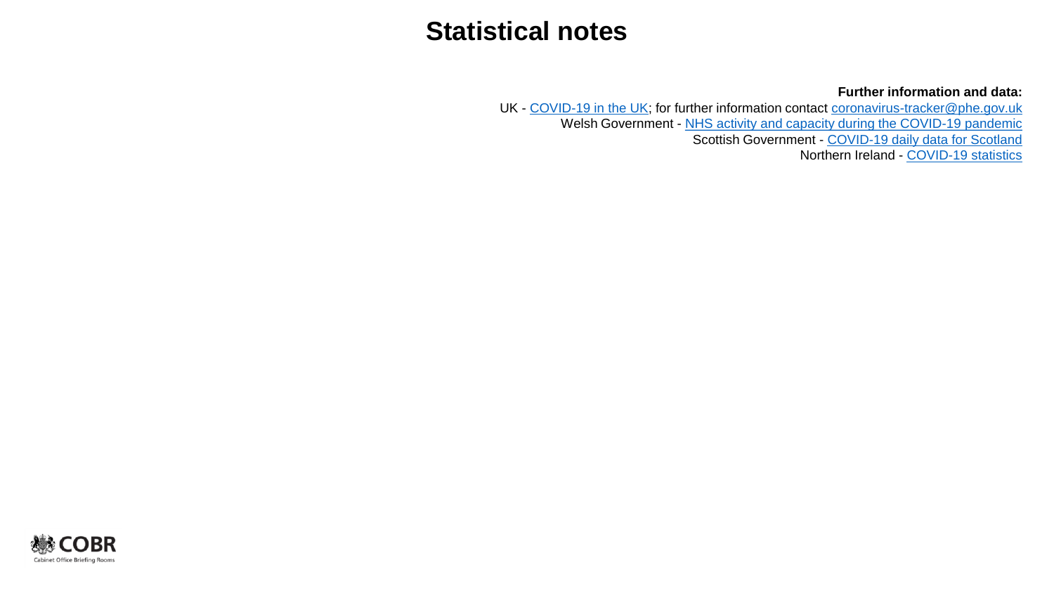# Statistical notes

**Further information and data:**

UK - COVID-19 in the UK; for further information contact coronavirus-tracker@phe.gov.uk

Welsh Government - NHS activity and capacity during the COVID-19 pandemic

Scottish Government - COVID-19 daily data for Scotland

Northern Ireland - COVID-19 statistics